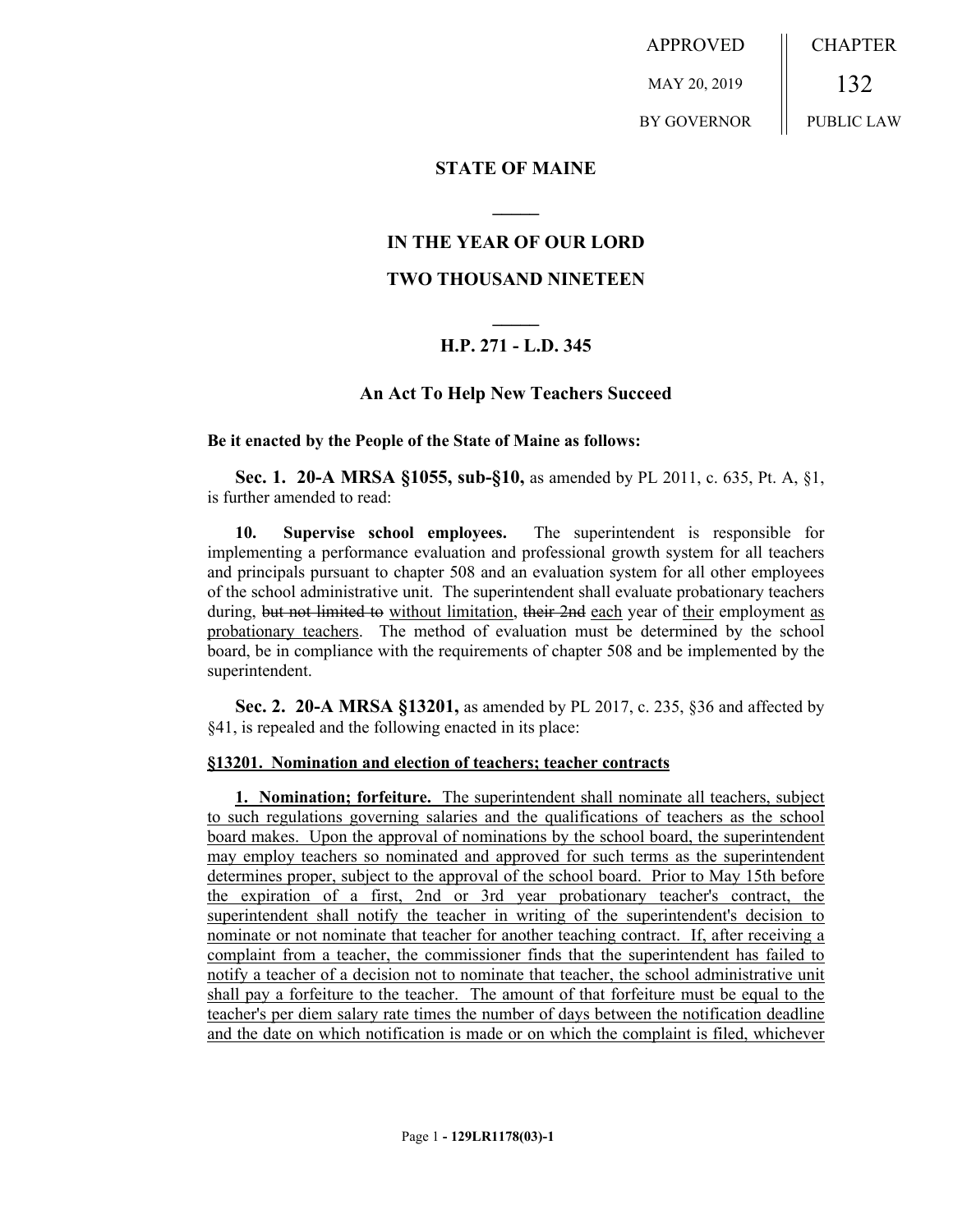APPROVED MAY 20, 2019 BY GOVERNOR | CHAPTER 132 PUBLIC LAW

**STATE OF MAINE**

**IN THE YEAR OF OUR LORD**

**TWO THOUSAND NINETEEN**

**H.P. 271 - L.D. 345**

## An Act To Help New Teachers Succeed

**Be it enacted by the People of the State of Maine as follows:**

**Sec. 1. 20-A MRSA §1055, sub-§10,** as amended by PL 2011, c. 635, Pt. A, §1, is further amended to read:

**10. Supervise school employees.** The superintendent is responsible for implementing a performance evaluation and professional growth system for all teachers and principals pursuant to chapter 508 and an evaluation system for all other employees of the school administrative unit. The superintendent shall evaluate probationary teachers during, ~~but not limited to~~ without limitation, ~~their 2nd~~ each year of their employment as probationary teachers. The method of evaluation must be determined by the school board, be in compliance with the requirements of chapter 508 and be implemented by the superintendent.

**Sec. 2. 20-A MRSA §13201,** as amended by PL 2017, c. 235, §36 and affected by §41, is repealed and the following enacted in its place:

**§13201. Nomination and election of teachers; teacher contracts**

**1. Nomination; forfeiture.** The superintendent shall nominate all teachers, subject to such regulations governing salaries and the qualifications of teachers as the school board makes. Upon the approval of nominations by the school board, the superintendent may employ teachers so nominated and approved for such terms as the superintendent determines proper, subject to the approval of the school board. Prior to May 15th before the expiration of a first, 2nd or 3rd year probationary teacher's contract, the superintendent shall notify the teacher in writing of the superintendent's decision to nominate or not nominate that teacher for another teaching contract. If, after receiving a complaint from a teacher, the commissioner finds that the superintendent has failed to notify a teacher of a decision not to nominate that teacher, the school administrative unit shall pay a forfeiture to the teacher. The amount of that forfeiture must be equal to the teacher's per diem salary rate times the number of days between the notification deadline and the date on which notification is made or on which the complaint is filed, whichever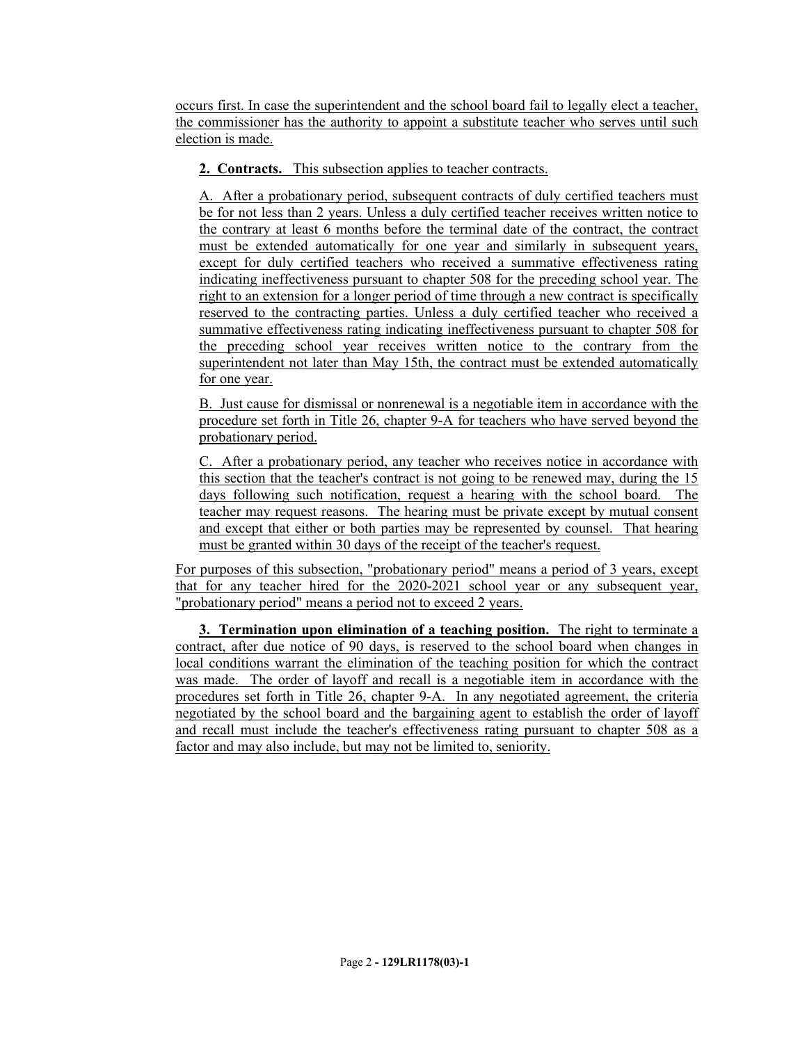occurs first. In case the superintendent and the school board fail to legally elect a teacher, the commissioner has the authority to appoint a substitute teacher who serves until such election is made.

**2. Contracts.** This subsection applies to teacher contracts.

A. After a probationary period, subsequent contracts of duly certified teachers must be for not less than 2 years. Unless a duly certified teacher receives written notice to the contrary at least 6 months before the terminal date of the contract, the contract must be extended automatically for one year and similarly in subsequent years, except for duly certified teachers who received a summative effectiveness rating indicating ineffectiveness pursuant to chapter 508 for the preceding school year. The right to an extension for a longer period of time through a new contract is specifically reserved to the contracting parties. Unless a duly certified teacher who received a summative effectiveness rating indicating ineffectiveness pursuant to chapter 508 for the preceding school year receives written notice to the contrary from the superintendent not later than May 15th, the contract must be extended automatically for one year.

B. Just cause for dismissal or nonrenewal is a negotiable item in accordance with the procedure set forth in Title 26, chapter 9-A for teachers who have served beyond the probationary period.

C. After a probationary period, any teacher who receives notice in accordance with this section that the teacher's contract is not going to be renewed may, during the 15 days following such notification, request a hearing with the school board. The teacher may request reasons. The hearing must be private except by mutual consent and except that either or both parties may be represented by counsel. That hearing must be granted within 30 days of the receipt of the teacher's request.

For purposes of this subsection, "probationary period" means a period of 3 years, except that for any teacher hired for the 2020-2021 school year or any subsequent year, "probationary period" means a period not to exceed 2 years.

**3. Termination upon elimination of a teaching position.** The right to terminate a contract, after due notice of 90 days, is reserved to the school board when changes in local conditions warrant the elimination of the teaching position for which the contract was made. The order of layoff and recall is a negotiable item in accordance with the procedures set forth in Title 26, chapter 9-A. In any negotiated agreement, the criteria negotiated by the school board and the bargaining agent to establish the order of layoff and recall must include the teacher's effectiveness rating pursuant to chapter 508 as a factor and may also include, but may not be limited to, seniority.